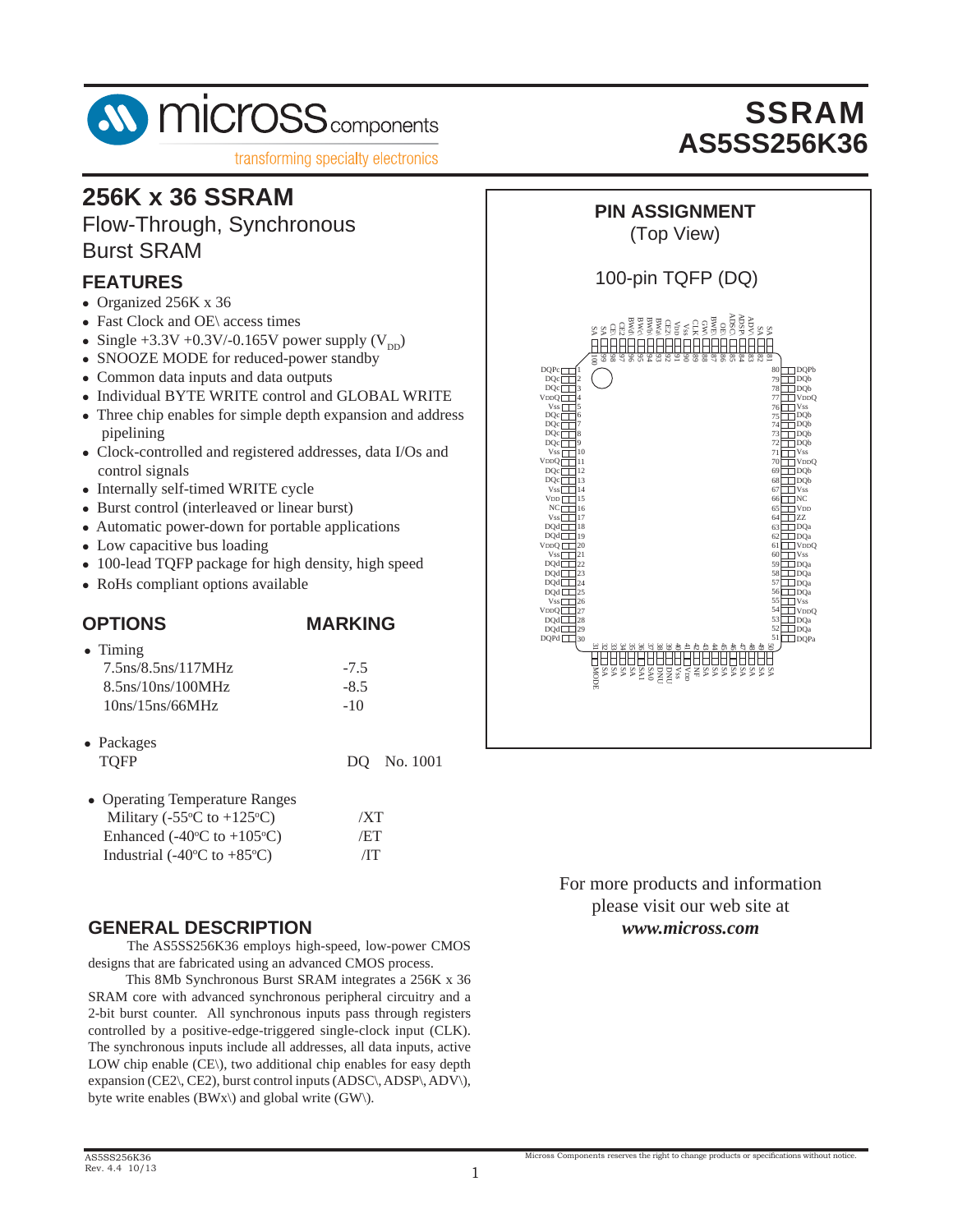# SSRAM AS5SS256K36

# 256K x 36 SSRAM

## Flow-Through, Synchronous Burst SRAM

## FEATURES

- Organized 256K x 36
- Fast Clock and OE\ access times
- Single +3.3V +0.3V/-0.165V power supply ($V_{DD}$)
- SNOOZE MODE for reduced-power standby
- Common data inputs and data outputs
- Individual BYTE WRITE control and GLOBAL WRITE
- Three chip enables for simple depth expansion and address pipelining
- Clock-controlled and registered addresses, data I/Os and control signals
- Internally self-timed WRITE cycle
- Burst control (interleaved or linear burst)
- Automatic power-down for portable applications
- Low capacitive bus loading
- 100-lead TQFP package for high density, high speed
- RoHs compliant options available

## OPTIONS / MARKING

| OPTIONS | MARKING |
|---|---|
| • Timing | |
| 7.5ns/8.5ns/117MHz | -7.5 |
| 8.5ns/10ns/100MHz | -8.5 |
| 10ns/15ns/66MHz | -10 |
| • Packages | |
| TQFP | DQ No. 1001 |
| • Operating Temperature Ranges | |
| Military (-55°C to +125°C) | /XT |
| Enhanced (-40°C to +105°C) | /ET |
| Industrial (-40°C to +85°C) | /IT |

## PIN ASSIGNMENT

(Top View)

100-pin TQFP (DQ)

| Pin | Name | Pin | Name |
|---|---|---|---|
| 1 | DQPc | 80 | DQPb |
| 2 | DQc | 79 | DQb |
| 3 | DQc | 78 | DQb |
| 4 | VDDQ | 77 | VDDQ |
| 5 | Vss | 76 | Vss |
| 6 | DQc | 75 | DQb |
| 7 | DQc | 74 | DQb |
| 8 | DQc | 73 | DQb |
| 9 | DQc | 72 | DQb |
| 10 | Vss | 71 | Vss |
| 11 | VDDQ | 70 | VDDQ |
| 12 | DQc | 69 | DQb |
| 13 | DQc | 68 | DQb |
| 14 | Vss | 67 | Vss |
| 15 | VDD | 66 | NC |
| 16 | NC | 65 | VDD |
| 17 | Vss | 64 | ZZ |
| 18 | DQd | 63 | DQa |
| 19 | DQd | 62 | DQa |
| 20 | VDDQ | 61 | VDDQ |
| 21 | Vss | 60 | Vss |
| 22 | DQd | 59 | DQa |
| 23 | DQd | 58 | DQa |
| 24 | DQd | 57 | DQa |
| 25 | DQd | 56 | DQa |
| 26 | Vss | 55 | Vss |
| 27 | VDDQ | 54 | VDDQ |
| 28 | DQd | 53 | DQa |
| 29 | DQd | 52 | DQa |
| 30 | DQPd | 51 | DQPa |

Top pins (100 to 81): SA, SA, CE\, CE2, BWd\, BWc\, BWb\, BWa\, CE2\, VDD, Vss, CLK, GW\, BWE\, OE\, ADSC\, ADSP\, ADV\, SA, SA

Bottom pins (31 to 50): MODE, SA, SA, SA, SA, SA1, SA0, DNU, DNU, VDD, Vss, NF, SA, SA, SA, SA, SA, SA, SA, SA

For more products and information please visit our web site at ***www.micross.com***

## GENERAL DESCRIPTION

The AS5SS256K36 employs high-speed, low-power CMOS designs that are fabricated using an advanced CMOS process.

This 8Mb Synchronous Burst SRAM integrates a 256K x 36 SRAM core with advanced synchronous peripheral circuitry and a 2-bit burst counter. All synchronous inputs pass through registers controlled by a positive-edge-triggered single-clock input (CLK). The synchronous inputs include all addresses, all data inputs, active LOW chip enable (CE\), two additional chip enables for easy depth expansion (CE2\, CE2), burst control inputs (ADSC\, ADSP\, ADV\), byte write enables (BWx\) and global write (GW\).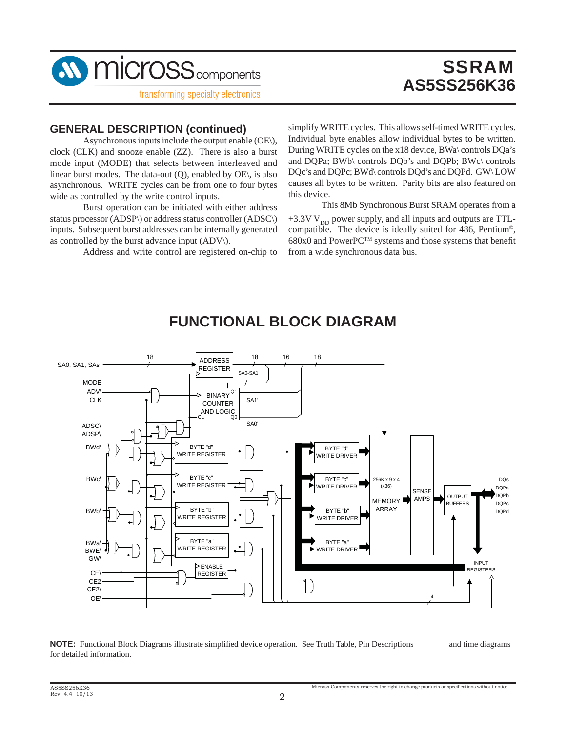## GENERAL DESCRIPTION (continued)

Asynchronous inputs include the output enable (OE\), clock (CLK) and snooze enable (ZZ). There is also a burst mode input (MODE) that selects between interleaved and linear burst modes. The data-out (Q), enabled by OE\, is also asynchronous. WRITE cycles can be from one to four bytes wide as controlled by the write control inputs.

Burst operation can be initiated with either address status processor (ADSP\) or address status controller (ADSC\) inputs. Subsequent burst addresses can be internally generated as controlled by the burst advance input (ADV\).

Address and write control are registered on-chip to simplify WRITE cycles. This allows self-timed WRITE cycles. Individual byte enables allow individual bytes to be written. During WRITE cycles on the x18 device, BWa\ controls DQa's and DQPa; BWb\ controls DQb's and DQPb; BWc\ controls DQc's and DQPc; BWd\ controls DQd's and DQPd. GW\ LOW causes all bytes to be written. Parity bits are also featured on this device.

This 8Mb Synchronous Burst SRAM operates from a +3.3V $V_{DD}$ power supply, and all inputs and outputs are TTL-compatible. The device is ideally suited for 486, Pentium©, 680x0 and PowerPC™ systems and those systems that benefit from a wide synchronous data bus.

## FUNCTIONAL BLOCK DIAGRAM

**NOTE:** Functional Block Diagrams illustrate simplified device operation. See Truth Table, Pin Descriptions and time diagrams for detailed information.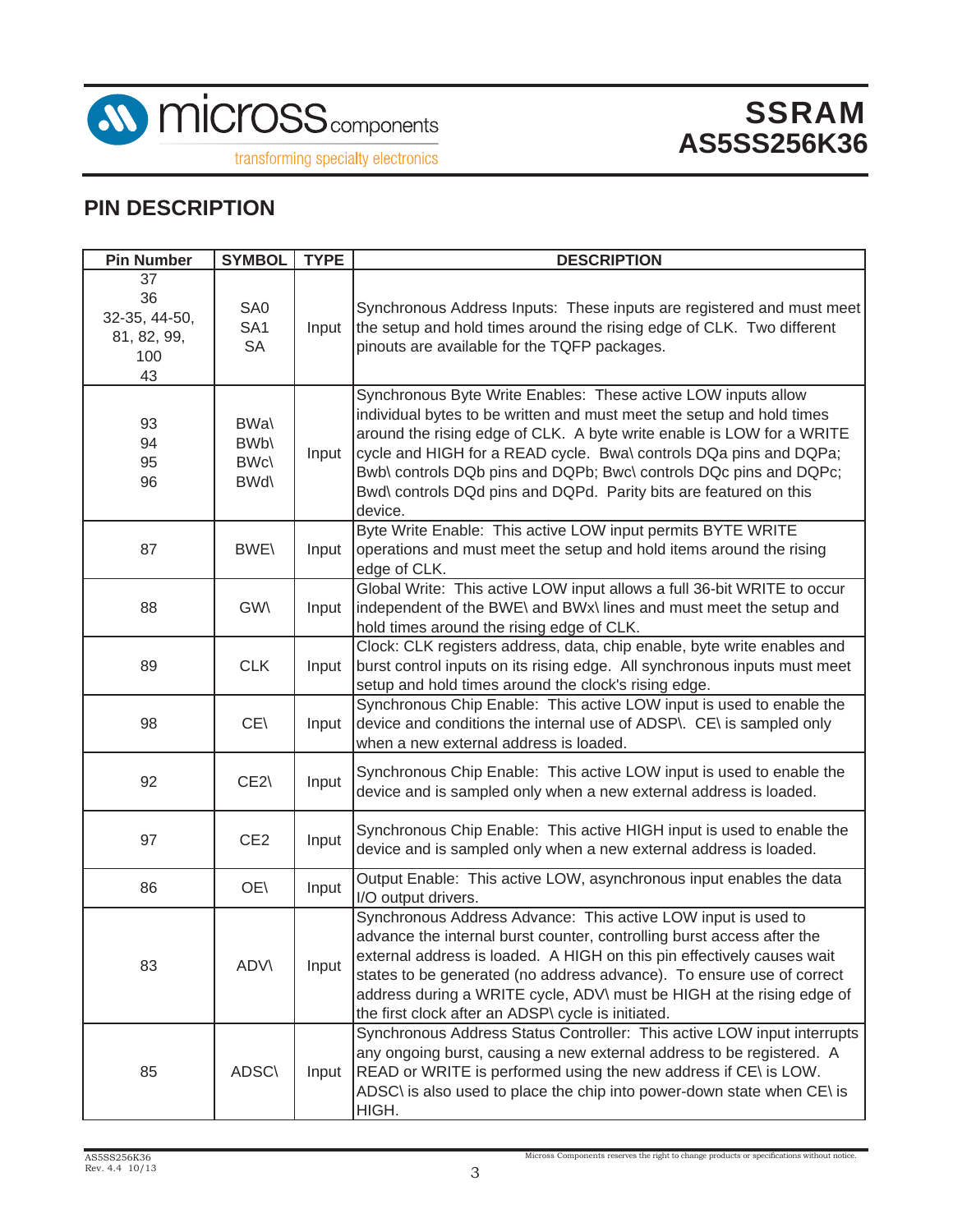## PIN DESCRIPTION

| Pin Number | SYMBOL | TYPE | DESCRIPTION |
|---|---|---|---|
| 37<br>36<br>32-35, 44-50, 81, 82, 99, 100<br>43 | SA0<br>SA1<br>SA | Input | Synchronous Address Inputs: These inputs are registered and must meet the setup and hold times around the rising edge of CLK. Two different pinouts are available for the TQFP packages. |
| 93<br>94<br>95<br>96 | BWa\<br>BWb\<br>BWc\<br>BWd\ | Input | Synchronous Byte Write Enables: These active LOW inputs allow individual bytes to be written and must meet the setup and hold times around the rising edge of CLK. A byte write enable is LOW for a WRITE cycle and HIGH for a READ cycle. Bwa\ controls DQa pins and DQPa; Bwb\ controls DQb pins and DQPb; Bwc\ controls DQc pins and DQPc; Bwd\ controls DQd pins and DQPd. Parity bits are featured on this device. |
| 87 | BWE\ | Input | Byte Write Enable: This active LOW input permits BYTE WRITE operations and must meet the setup and hold items around the rising edge of CLK. |
| 88 | GW\ | Input | Global Write: This active LOW input allows a full 36-bit WRITE to occur independent of the BWE\ and BWx\ lines and must meet the setup and hold times around the rising edge of CLK. |
| 89 | CLK | Input | Clock: CLK registers address, data, chip enable, byte write enables and burst control inputs on its rising edge. All synchronous inputs must meet setup and hold times around the clock's rising edge. |
| 98 | CE\ | Input | Synchronous Chip Enable: This active LOW input is used to enable the device and conditions the internal use of ADSP\. CE\ is sampled only when a new external address is loaded. |
| 92 | CE2\ | Input | Synchronous Chip Enable: This active LOW input is used to enable the device and is sampled only when a new external address is loaded. |
| 97 | CE2 | Input | Synchronous Chip Enable: This active HIGH input is used to enable the device and is sampled only when a new external address is loaded. |
| 86 | OE\ | Input | Output Enable: This active LOW, asynchronous input enables the data I/O output drivers. |
| 83 | ADV\ | Input | Synchronous Address Advance: This active LOW input is used to advance the internal burst counter, controlling burst access after the external address is loaded. A HIGH on this pin effectively causes wait states to be generated (no address advance). To ensure use of correct address during a WRITE cycle, ADV\ must be HIGH at the rising edge of the first clock after an ADSP\ cycle is initiated. |
| 85 | ADSC\ | Input | Synchronous Address Status Controller: This active LOW input interrupts any ongoing burst, causing a new external address to be registered. A READ or WRITE is performed using the new address if CE\ is LOW. ADSC\ is also used to place the chip into power-down state when CE\ is HIGH. |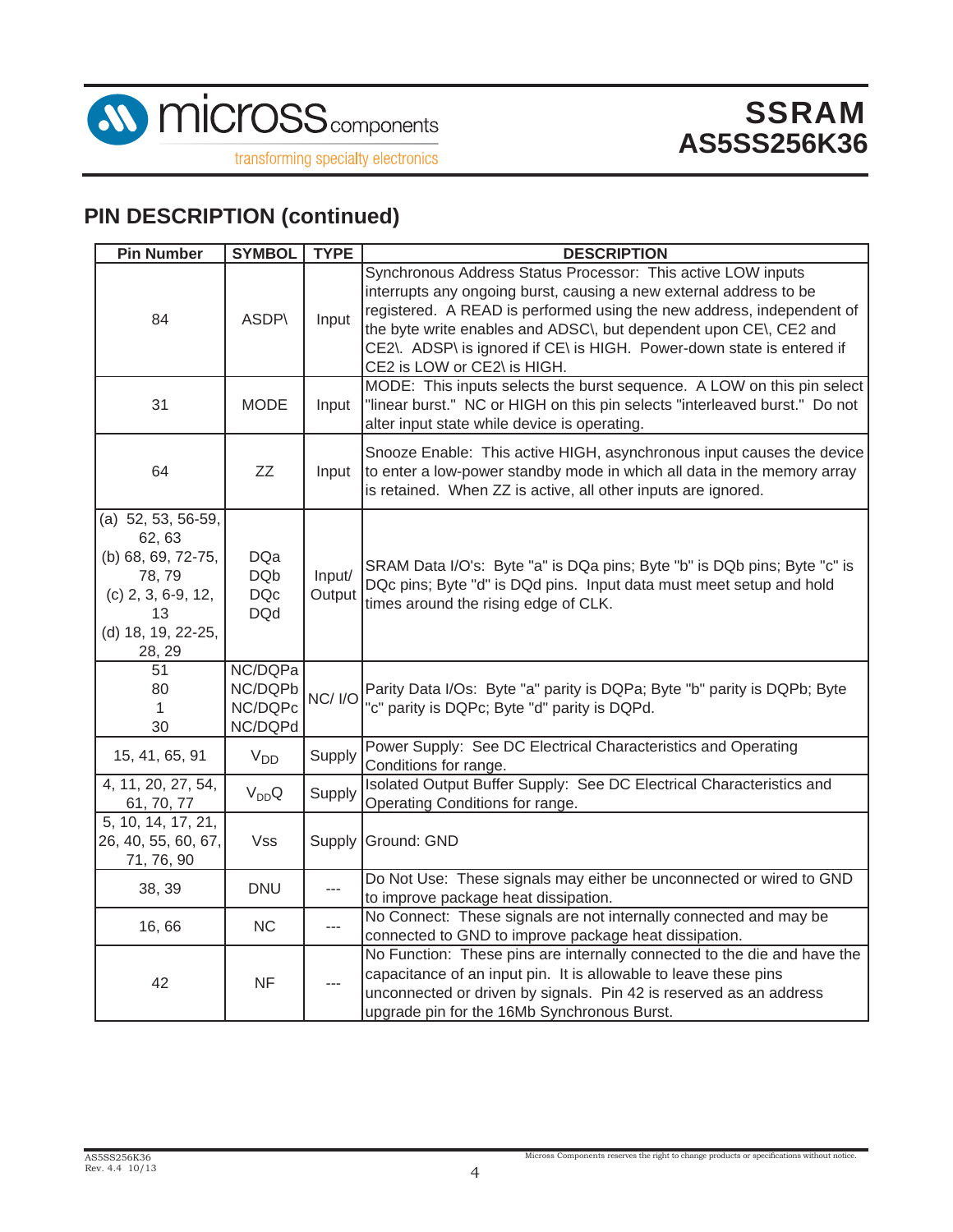## PIN DESCRIPTION (continued)

| Pin Number | SYMBOL | TYPE | DESCRIPTION |
|---|---|---|---|
| 84 | ASDP\ | Input | Synchronous Address Status Processor: This active LOW inputs interrupts any ongoing burst, causing a new external address to be registered. A READ is performed using the new address, independent of the byte write enables and ADSC\, but dependent upon CE\, CE2 and CE2\. ADSP\ is ignored if CE\ is HIGH. Power-down state is entered if CE2 is LOW or CE2\ is HIGH. |
| 31 | MODE | Input | MODE: This inputs selects the burst sequence. A LOW on this pin select "linear burst." NC or HIGH on this pin selects "interleaved burst." Do not alter input state while device is operating. |
| 64 | ZZ | Input | Snooze Enable: This active HIGH, asynchronous input causes the device to enter a low-power standby mode in which all data in the memory array is retained. When ZZ is active, all other inputs are ignored. |
| (a) 52, 53, 56-59, 62, 63<br>(b) 68, 69, 72-75, 78, 79<br>(c) 2, 3, 6-9, 12, 13<br>(d) 18, 19, 22-25, 28, 29 | DQa<br>DQb<br>DQc<br>DQd | Input/ Output | SRAM Data I/O's: Byte "a" is DQa pins; Byte "b" is DQb pins; Byte "c" is DQc pins; Byte "d" is DQd pins. Input data must meet setup and hold times around the rising edge of CLK. |
| 51<br>80<br>1<br>30 | NC/DQPa<br>NC/DQPb<br>NC/DQPc<br>NC/DQPd | NC/ I/O | Parity Data I/Os: Byte "a" parity is DQPa; Byte "b" parity is DQPb; Byte "c" parity is DQPc; Byte "d" parity is DQPd. |
| 15, 41, 65, 91 | $V_{DD}$ | Supply | Power Supply: See DC Electrical Characteristics and Operating Conditions for range. |
| 4, 11, 20, 27, 54, 61, 70, 77 | $V_{DD}Q$ | Supply | Isolated Output Buffer Supply: See DC Electrical Characteristics and Operating Conditions for range. |
| 5, 10, 14, 17, 21, 26, 40, 55, 60, 67, 71, 76, 90 | Vss | Supply | Ground: GND |
| 38, 39 | DNU | --- | Do Not Use: These signals may either be unconnected or wired to GND to improve package heat dissipation. |
| 16, 66 | NC | --- | No Connect: These signals are not internally connected and may be connected to GND to improve package heat dissipation. |
| 42 | NF | --- | No Function: These pins are internally connected to the die and have the capacitance of an input pin. It is allowable to leave these pins unconnected or driven by signals. Pin 42 is reserved as an address upgrade pin for the 16Mb Synchronous Burst. |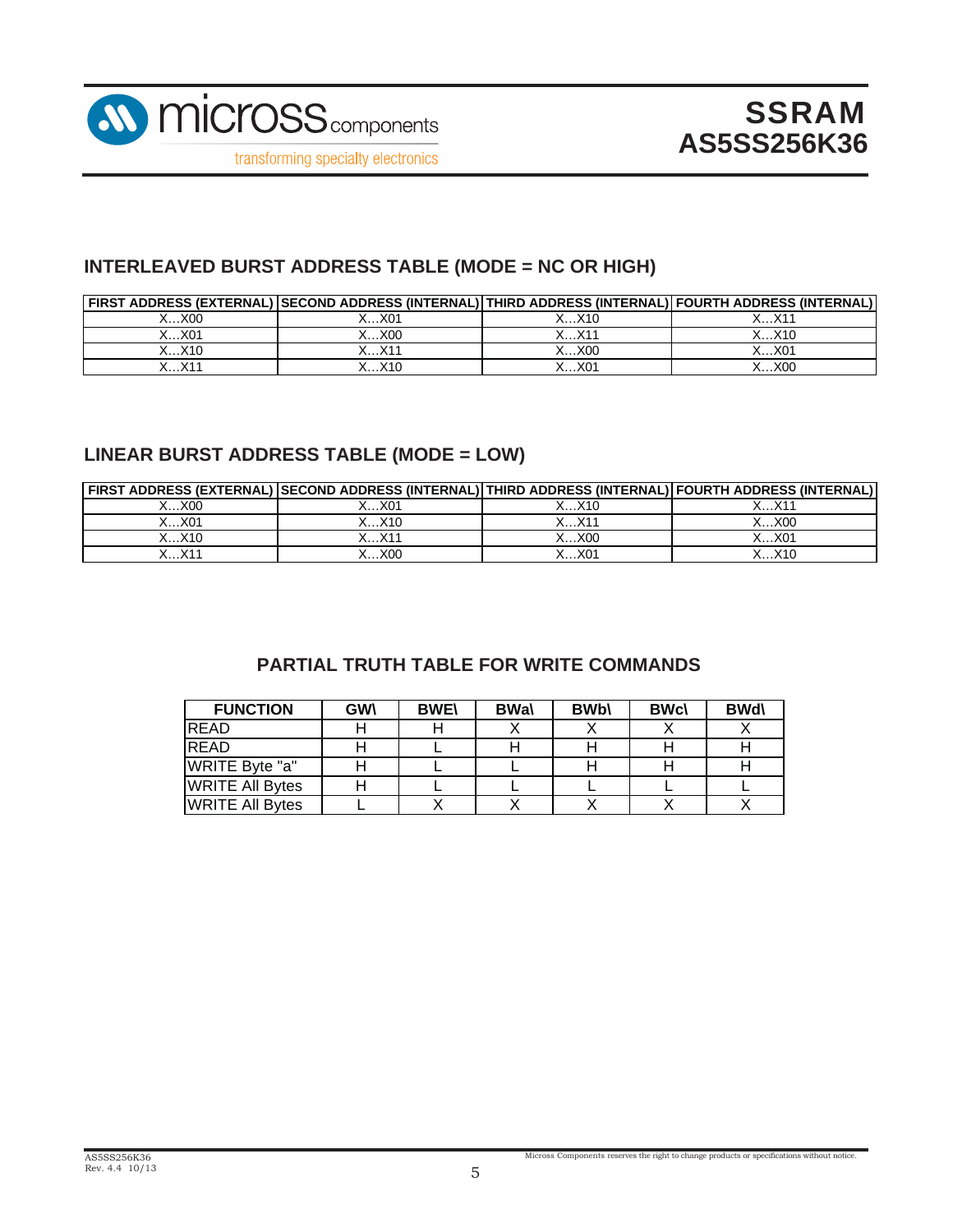## INTERLEAVED BURST ADDRESS TABLE (MODE = NC OR HIGH)

| FIRST ADDRESS (EXTERNAL) | SECOND ADDRESS (INTERNAL) | THIRD ADDRESS (INTERNAL) | FOURTH ADDRESS (INTERNAL) |
|---|---|---|---|
| X…X00 | X…X01 | X…X10 | X…X11 |
| X…X01 | X…X00 | X…X11 | X…X10 |
| X…X10 | X…X11 | X…X00 | X…X01 |
| X…X11 | X…X10 | X…X01 | X…X00 |

## LINEAR BURST ADDRESS TABLE (MODE = LOW)

| FIRST ADDRESS (EXTERNAL) | SECOND ADDRESS (INTERNAL) | THIRD ADDRESS (INTERNAL) | FOURTH ADDRESS (INTERNAL) |
|---|---|---|---|
| X…X00 | X…X01 | X…X10 | X…X11 |
| X…X01 | X…X10 | X…X11 | X…X00 |
| X…X10 | X…X11 | X…X00 | X…X01 |
| X…X11 | X…X00 | X…X01 | X…X10 |

## PARTIAL TRUTH TABLE FOR WRITE COMMANDS

| FUNCTION | GW\ | BWE\ | BWa\ | BWb\ | BWc\ | BWd\ |
|---|---|---|---|---|---|---|
| READ | H | H | X | X | X | X |
| READ | H | L | H | H | H | H |
| WRITE Byte "a" | H | L | L | H | H | H |
| WRITE All Bytes | H | L | L | L | L | L |
| WRITE All Bytes | L | X | X | X | X | X |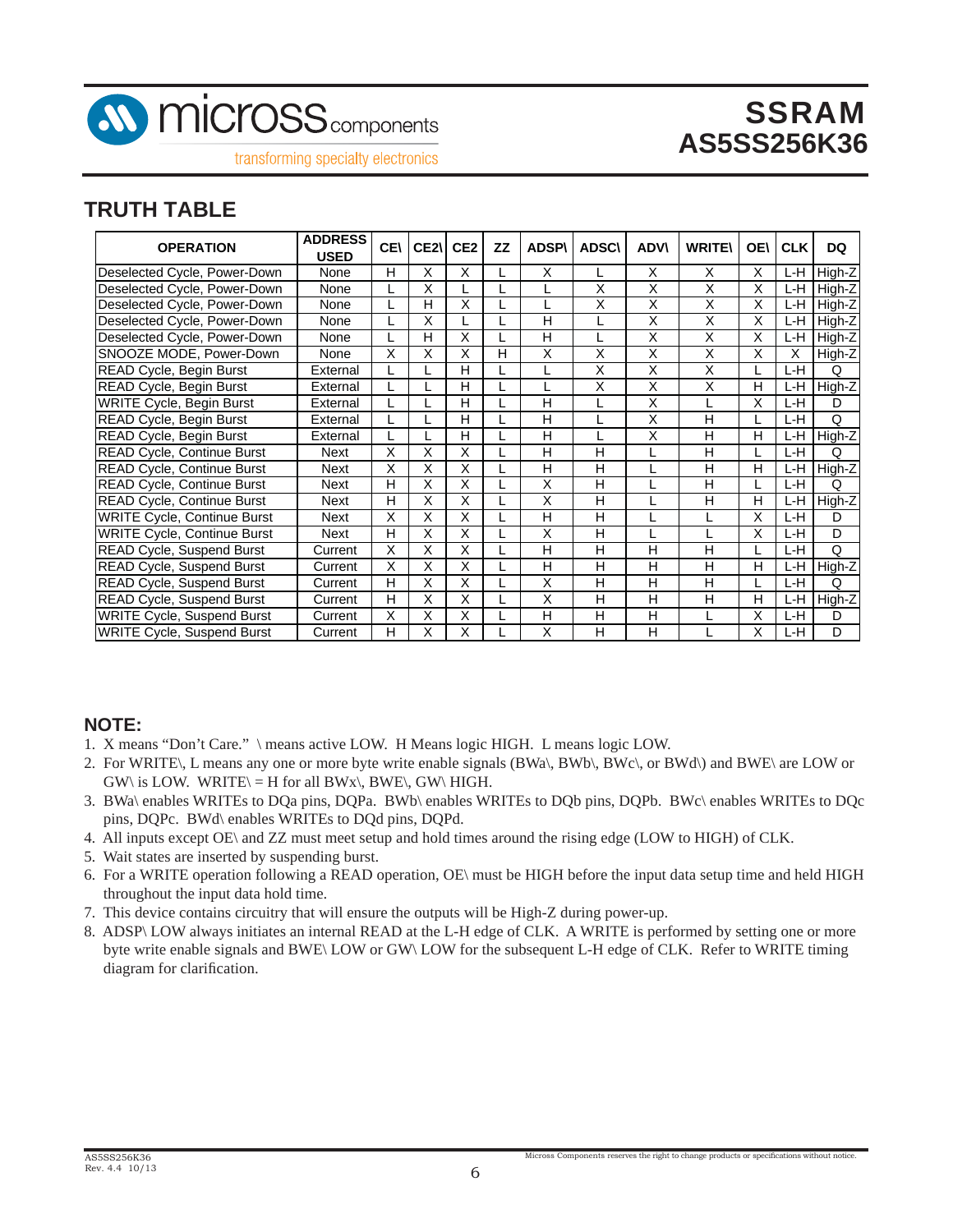## TRUTH TABLE

| OPERATION | ADDRESS USED | CE\ | CE2\ | CE2 | ZZ | ADSP\ | ADSC\ | ADV\ | WRITE\ | OE\ | CLK | DQ |
|---|---|---|---|---|---|---|---|---|---|---|---|---|
| Deselected Cycle, Power-Down | None | H | X | X | L | X | L | X | X | X | L-H | High-Z |
| Deselected Cycle, Power-Down | None | L | X | L | L | L | X | X | X | X | L-H | High-Z |
| Deselected Cycle, Power-Down | None | L | H | X | L | L | X | X | X | X | L-H | High-Z |
| Deselected Cycle, Power-Down | None | L | X | L | L | H | L | X | X | X | L-H | High-Z |
| Deselected Cycle, Power-Down | None | L | H | X | L | H | L | X | X | X | L-H | High-Z |
| SNOOZE MODE, Power-Down | None | X | X | X | H | X | X | X | X | X | X | High-Z |
| READ Cycle, Begin Burst | External | L | L | H | L | L | X | X | X | L | L-H | Q |
| READ Cycle, Begin Burst | External | L | L | H | L | L | X | X | X | H | L-H | High-Z |
| WRITE Cycle, Begin Burst | External | L | L | H | L | H | L | X | L | X | L-H | D |
| READ Cycle, Begin Burst | External | L | L | H | L | H | L | X | H | L | L-H | Q |
| READ Cycle, Begin Burst | External | L | L | H | L | H | L | X | H | H | L-H | High-Z |
| READ Cycle, Continue Burst | Next | X | X | X | L | H | H | L | H | L | L-H | Q |
| READ Cycle, Continue Burst | Next | X | X | X | L | H | H | L | H | H | L-H | High-Z |
| READ Cycle, Continue Burst | Next | H | X | X | L | X | H | L | H | L | L-H | Q |
| READ Cycle, Continue Burst | Next | H | X | X | L | X | H | L | H | H | L-H | High-Z |
| WRITE Cycle, Continue Burst | Next | X | X | X | L | H | H | L | L | X | L-H | D |
| WRITE Cycle, Continue Burst | Next | H | X | X | L | X | H | L | L | X | L-H | D |
| READ Cycle, Suspend Burst | Current | X | X | X | L | H | H | H | H | L | L-H | Q |
| READ Cycle, Suspend Burst | Current | X | X | X | L | H | H | H | H | H | L-H | High-Z |
| READ Cycle, Suspend Burst | Current | H | X | X | L | X | H | H | H | L | L-H | Q |
| READ Cycle, Suspend Burst | Current | H | X | X | L | X | H | H | H | H | L-H | High-Z |
| WRITE Cycle, Suspend Burst | Current | X | X | X | L | H | H | H | L | X | L-H | D |
| WRITE Cycle, Suspend Burst | Current | H | X | X | L | X | H | H | L | X | L-H | D |

### NOTE:

1. X means "Don't Care." \ means active LOW. H Means logic HIGH. L means logic LOW.
2. For WRITE\, L means any one or more byte write enable signals (BWa\, BWb\, BWc\, or BWd\) and BWE\ are LOW or GW\ is LOW. WRITE\ = H for all BWx\, BWE\, GW\ HIGH.
3. BWa\ enables WRITEs to DQa pins, DQPa. BWb\ enables WRITEs to DQb pins, DQPb. BWc\ enables WRITEs to DQc pins, DQPc. BWd\ enables WRITEs to DQd pins, DQPd.
4. All inputs except OE\ and ZZ must meet setup and hold times around the rising edge (LOW to HIGH) of CLK.
5. Wait states are inserted by suspending burst.
6. For a WRITE operation following a READ operation, OE\ must be HIGH before the input data setup time and held HIGH throughout the input data hold time.
7. This device contains circuitry that will ensure the outputs will be High-Z during power-up.
8. ADSP\ LOW always initiates an internal READ at the L-H edge of CLK. A WRITE is performed by setting one or more byte write enable signals and BWE\ LOW or GW\ LOW for the subsequent L-H edge of CLK. Refer to WRITE timing diagram for clarification.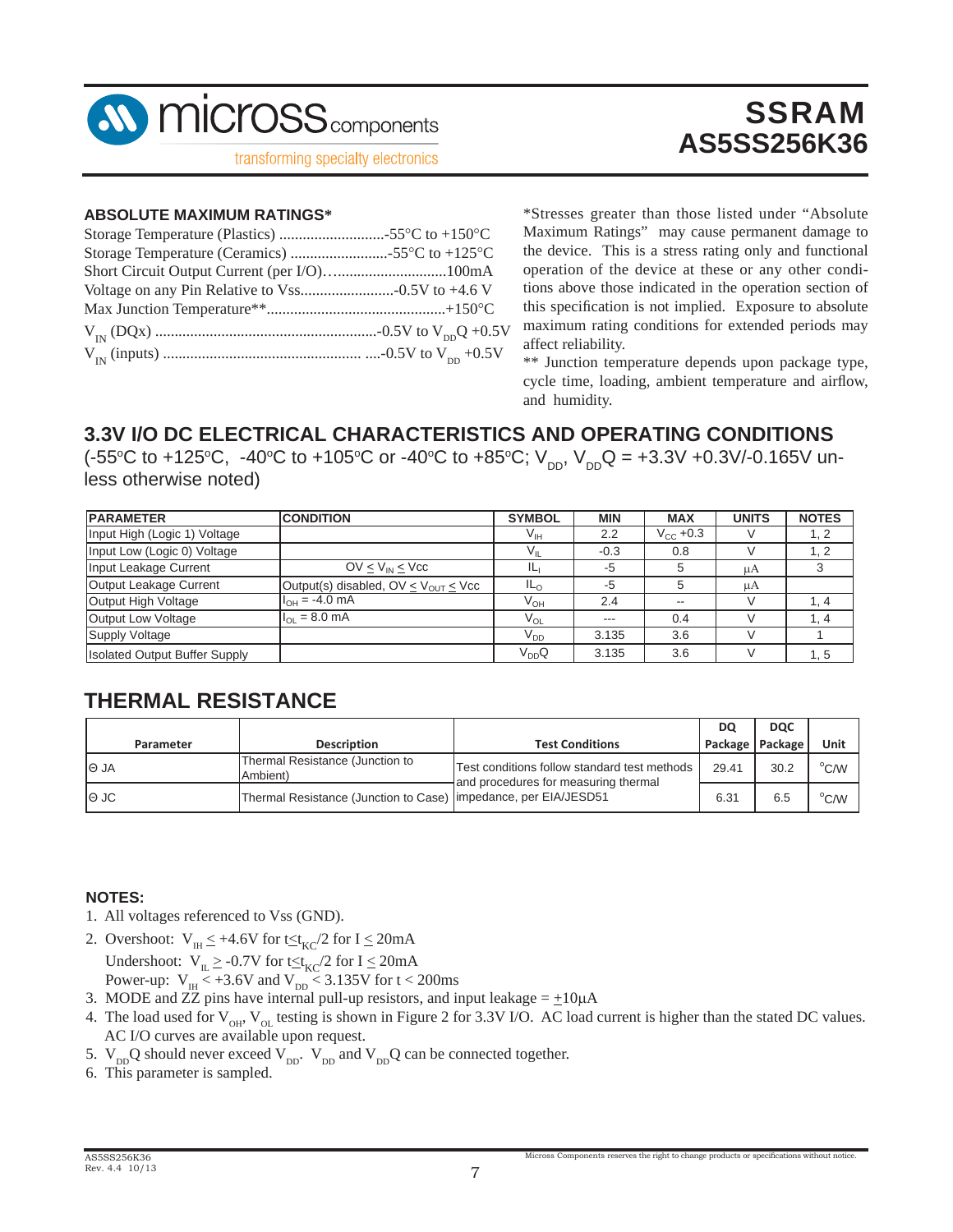## ABSOLUTE MAXIMUM RATINGS*

Storage Temperature (Plastics) ...........................-55°C to +150°C
Storage Temperature (Ceramics) .........................-55°C to +125°C
Short Circuit Output Current (per I/O)…...........................100mA
Voltage on any Pin Relative to Vss........................-0.5V to +4.6 V
Max Junction Temperature**.............................................+150°C
$V_{IN}$ (DQx) ........................................................-0.5V to $V_{DD}Q$ +0.5V
$V_{IN}$ (inputs) .................................................. ....-0.5V to $V_{DD}$ +0.5V

*Stresses greater than those listed under "Absolute Maximum Ratings" may cause permanent damage to the device. This is a stress rating only and functional operation of the device at these or any other conditions above those indicated in the operation section of this specification is not implied. Exposure to absolute maximum rating conditions for extended periods may affect reliability.
** Junction temperature depends upon package type, cycle time, loading, ambient temperature and airflow, and humidity.

## 3.3V I/O DC ELECTRICAL CHARACTERISTICS AND OPERATING CONDITIONS

(-55°C to +125°C, -40°C to +105°C or -40°C to +85°C; $V_{DD}$, $V_{DD}Q$ = +3.3V +0.3V/-0.165V unless otherwise noted)

| PARAMETER | CONDITION | SYMBOL | MIN | MAX | UNITS | NOTES |
|---|---|---|---|---|---|---|
| Input High (Logic 1) Voltage | | $V_{IH}$ | 2.2 | $V_{CC}$ +0.3 | V | 1, 2 |
| Input Low (Logic 0) Voltage | | $V_{IL}$ | -0.3 | 0.8 | V | 1, 2 |
| Input Leakage Current | $0V \leq V_{IN} \leq Vcc$ | $IL_I$ | -5 | 5 | μA | 3 |
| Output Leakage Current | Output(s) disabled, $0V \leq V_{OUT} \leq Vcc$ | $IL_O$ | -5 | 5 | μA | |
| Output High Voltage | $I_{OH}$ = -4.0 mA | $V_{OH}$ | 2.4 | -- | V | 1, 4 |
| Output Low Voltage | $I_{OL}$ = 8.0 mA | $V_{OL}$ | --- | 0.4 | V | 1, 4 |
| Supply Voltage | | $V_{DD}$ | 3.135 | 3.6 | V | 1 |
| Isolated Output Buffer Supply | | $V_{DD}Q$ | 3.135 | 3.6 | V | 1, 5 |

## THERMAL RESISTANCE

| Parameter | Description | Test Conditions | DQ Package | DQC Package | Unit |
|---|---|---|---|---|---|
| Θ JA | Thermal Resistance (Junction to Ambient) | Test conditions follow standard test methods and procedures for measuring thermal impedance, per EIA/JESD51 | 29.41 | 30.2 | °C/W |
| Θ JC | Thermal Resistance (Junction to Case) | | 6.31 | 6.5 | °C/W |

**NOTES:**

1. All voltages referenced to Vss (GND).
2. Overshoot: $V_{IH} \leq$ +4.6V for $t \leq t_{KC}/2$ for $I \leq$ 20mA
   Undershoot: $V_{IL} \geq$ -0.7V for $t \leq t_{KC}/2$ for $I \leq$ 20mA
   Power-up: $V_{IH}$ < +3.6V and $V_{DD}$ < 3.135V for t < 200ms
3. MODE and ZZ pins have internal pull-up resistors, and input leakage = ±10μA
4. The load used for $V_{OH}$, $V_{OL}$ testing is shown in Figure 2 for 3.3V I/O. AC load current is higher than the stated DC values. AC I/O curves are available upon request.
5. $V_{DD}Q$ should never exceed $V_{DD}$. $V_{DD}$ and $V_{DD}Q$ can be connected together.
6. This parameter is sampled.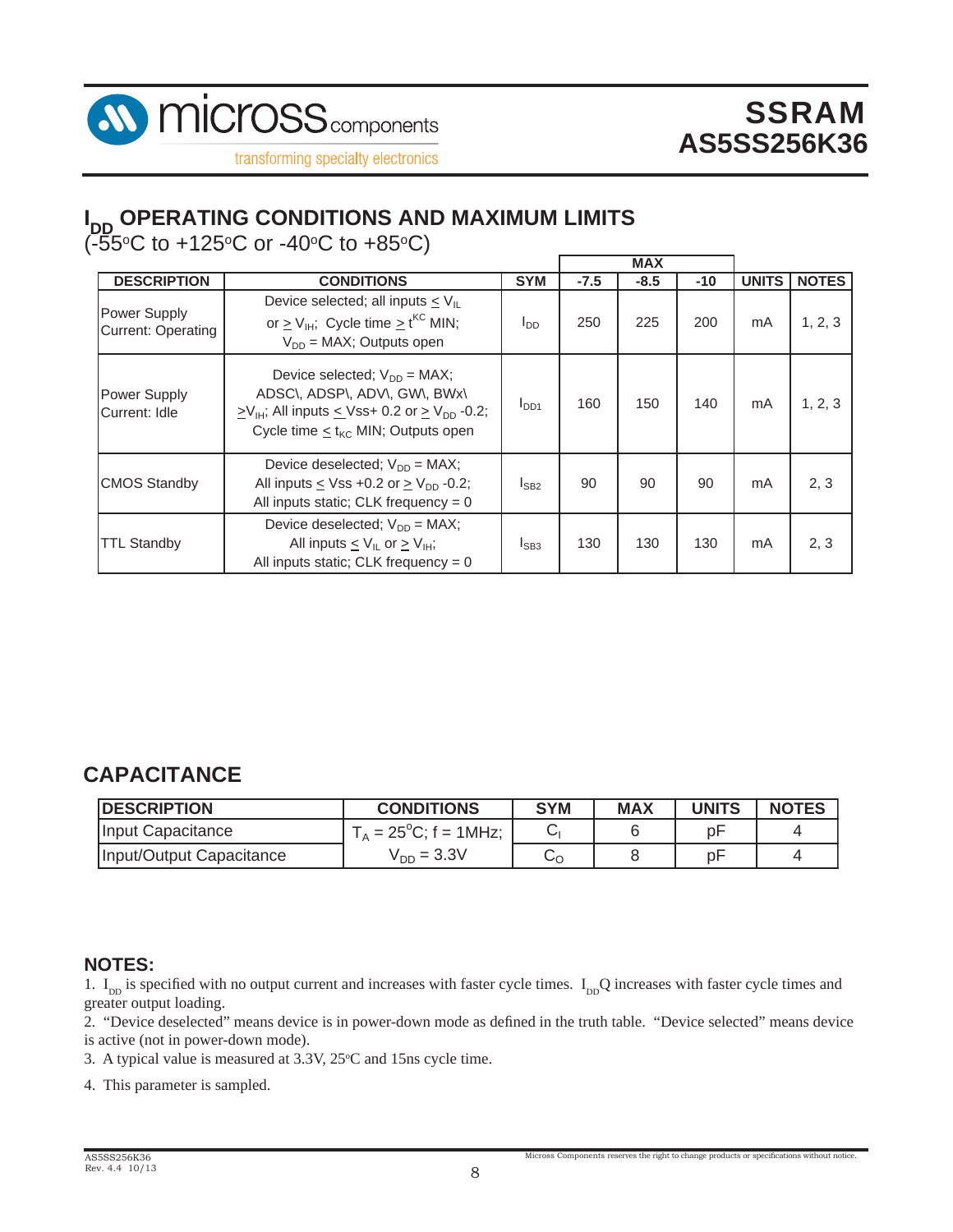## $I_{DD}$ OPERATING CONDITIONS AND MAXIMUM LIMITS

(-55°C to +125°C or -40°C to +85°C)

| DESCRIPTION | CONDITIONS | SYM | MAX | | | UNITS | NOTES |
|---|---|---|---|---|---|---|---|
| | | | -7.5 | -8.5 | -10 | | |
| Power Supply Current: Operating | Device selected; all inputs $\leq V_{IL}$ or $\geq V_{IH}$; Cycle time $\geq t^{KC}$ MIN; $V_{DD}$ = MAX; Outputs open | $I_{DD}$ | 250 | 225 | 200 | mA | 1, 2, 3 |
| Power Supply Current: Idle | Device selected; $V_{DD}$ = MAX; ADSC\, ADSP\, ADV\, GW\, BWx\ $\geq V_{IH}$; All inputs $\leq$ Vss+ 0.2 or $\geq V_{DD}$ -0.2; Cycle time $\leq t_{KC}$ MIN; Outputs open | $I_{DD1}$ | 160 | 150 | 140 | mA | 1, 2, 3 |
| CMOS Standby | Device deselected; $V_{DD}$ = MAX; All inputs $\leq$ Vss +0.2 or $\geq V_{DD}$ -0.2; All inputs static; CLK frequency = 0 | $I_{SB2}$ | 90 | 90 | 90 | mA | 2, 3 |
| TTL Standby | Device deselected; $V_{DD}$ = MAX; All inputs $\leq V_{IL}$ or $\geq V_{IH}$; All inputs static; CLK frequency = 0 | $I_{SB3}$ | 130 | 130 | 130 | mA | 2, 3 |

## CAPACITANCE

| DESCRIPTION | CONDITIONS | SYM | MAX | UNITS | NOTES |
|---|---|---|---|---|---|
| Input Capacitance | $T_A = 25^{o}$C; f = 1MHz; | $C_I$ | 6 | pF | 4 |
| Input/Output Capacitance | $V_{DD}$ = 3.3V | $C_O$ | 8 | pF | 4 |

## NOTES:

1. $I_{DD}$ is specified with no output current and increases with faster cycle times. $I_{DD}$Q increases with faster cycle times and greater output loading.
2. "Device deselected" means device is in power-down mode as defined in the truth table. "Device selected" means device is active (not in power-down mode).
3. A typical value is measured at 3.3V, 25°C and 15ns cycle time.
4. This parameter is sampled.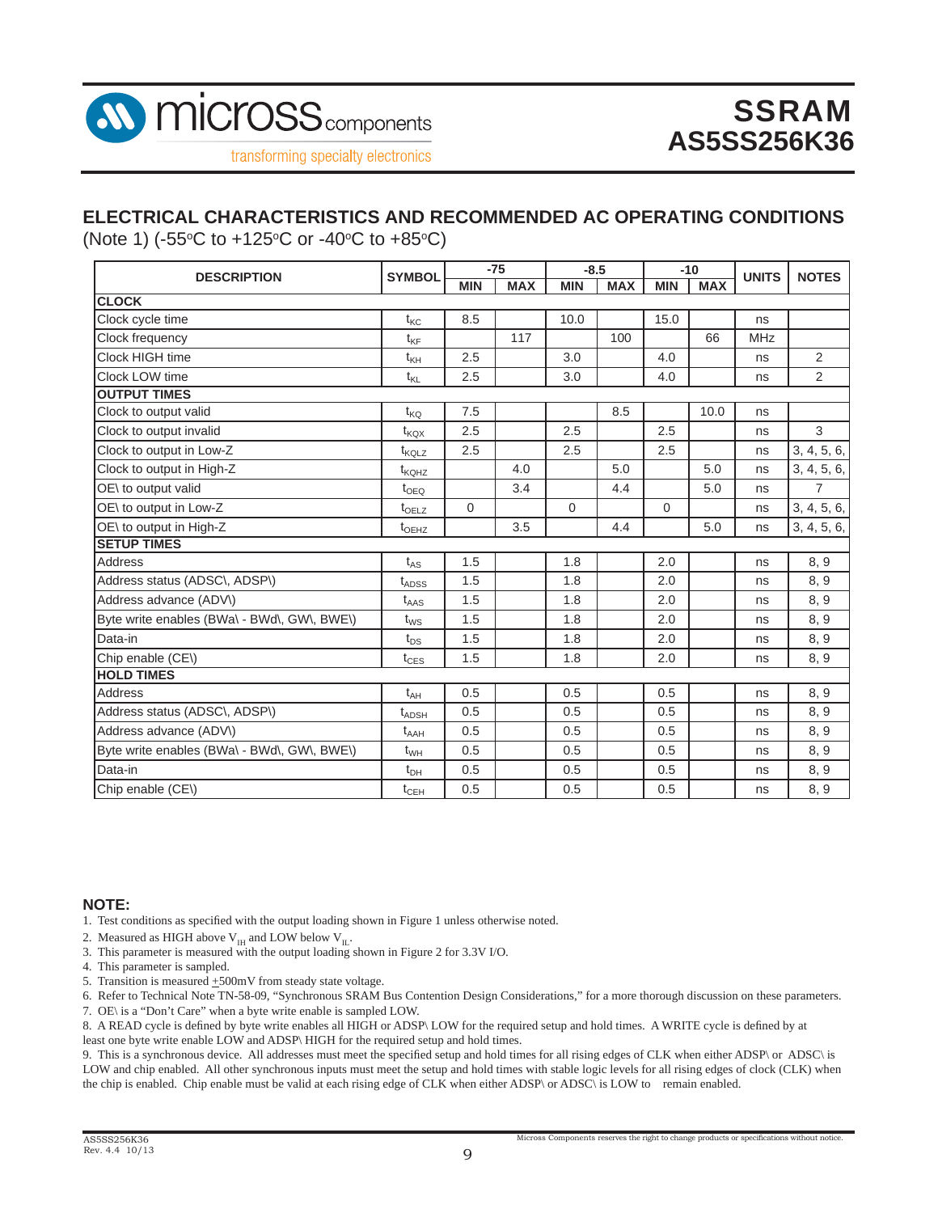## ELECTRICAL CHARACTERISTICS AND RECOMMENDED AC OPERATING CONDITIONS

(Note 1) (-55°C to +125°C or -40°C to +85°C)

| DESCRIPTION | SYMBOL | -75 | | -8.5 | | -10 | | UNITS | NOTES |
|---|---|---|---|---|---|---|---|---|---|
| | | MIN | MAX | MIN | MAX | MIN | MAX | | |
| **CLOCK** | | | | | | | | | |
| Clock cycle time | $t_{KC}$ | 8.5 | | 10.0 | | 15.0 | | ns | |
| Clock frequency | $t_{KF}$ | | 117 | | 100 | | 66 | MHz | |
| Clock HIGH time | $t_{KH}$ | 2.5 | | 3.0 | | 4.0 | | ns | 2 |
| Clock LOW time | $t_{KL}$ | 2.5 | | 3.0 | | 4.0 | | ns | 2 |
| **OUTPUT TIMES** | | | | | | | | | |
| Clock to output valid | $t_{KQ}$ | 7.5 | | | 8.5 | | 10.0 | ns | |
| Clock to output invalid | $t_{KQX}$ | 2.5 | | 2.5 | | 2.5 | | ns | 3 |
| Clock to output in Low-Z | $t_{KQLZ}$ | 2.5 | | 2.5 | | 2.5 | | ns | 3, 4, 5, 6, |
| Clock to output in High-Z | $t_{KQHZ}$ | | 4.0 | | 5.0 | | 5.0 | ns | 3, 4, 5, 6, |
| OE\ to output valid | $t_{OEQ}$ | | 3.4 | | 4.4 | | 5.0 | ns | 7 |
| OE\ to output in Low-Z | $t_{OELZ}$ | 0 | | 0 | | 0 | | ns | 3, 4, 5, 6, |
| OE\ to output in High-Z | $t_{OEHZ}$ | | 3.5 | | 4.4 | | 5.0 | ns | 3, 4, 5, 6, |
| **SETUP TIMES** | | | | | | | | | |
| Address | $t_{AS}$ | 1.5 | | 1.8 | | 2.0 | | ns | 8, 9 |
| Address status (ADSC\, ADSP\) | $t_{ADSS}$ | 1.5 | | 1.8 | | 2.0 | | ns | 8, 9 |
| Address advance (ADV\) | $t_{AAS}$ | 1.5 | | 1.8 | | 2.0 | | ns | 8, 9 |
| Byte write enables (BWa\ - BWd\, GW\, BWE\) | $t_{WS}$ | 1.5 | | 1.8 | | 2.0 | | ns | 8, 9 |
| Data-in | $t_{DS}$ | 1.5 | | 1.8 | | 2.0 | | ns | 8, 9 |
| Chip enable (CE\) | $t_{CES}$ | 1.5 | | 1.8 | | 2.0 | | ns | 8, 9 |
| **HOLD TIMES** | | | | | | | | | |
| Address | $t_{AH}$ | 0.5 | | 0.5 | | 0.5 | | ns | 8, 9 |
| Address status (ADSC\, ADSP\) | $t_{ADSH}$ | 0.5 | | 0.5 | | 0.5 | | ns | 8, 9 |
| Address advance (ADV\) | $t_{AAH}$ | 0.5 | | 0.5 | | 0.5 | | ns | 8, 9 |
| Byte write enables (BWa\ - BWd\, GW\, BWE\) | $t_{WH}$ | 0.5 | | 0.5 | | 0.5 | | ns | 8, 9 |
| Data-in | $t_{DH}$ | 0.5 | | 0.5 | | 0.5 | | ns | 8, 9 |
| Chip enable (CE\) | $t_{CEH}$ | 0.5 | | 0.5 | | 0.5 | | ns | 8, 9 |

**NOTE:**

1. Test conditions as specified with the output loading shown in Figure 1 unless otherwise noted.
2. Measured as HIGH above $V_{IH}$ and LOW below $V_{IL}$.
3. This parameter is measured with the output loading shown in Figure 2 for 3.3V I/O.
4. This parameter is sampled.
5. Transition is measured ±500mV from steady state voltage.
6. Refer to Technical Note TN-58-09, "Synchronous SRAM Bus Contention Design Considerations," for a more thorough discussion on these parameters.
7. OE\ is a "Don't Care" when a byte write enable is sampled LOW.
8. A READ cycle is defined by byte write enables all HIGH or ADSP\ LOW for the required setup and hold times. A WRITE cycle is defined by at least one byte write enable LOW and ADSP\ HIGH for the required setup and hold times.
9. This is a synchronous device. All addresses must meet the specified setup and hold times for all rising edges of CLK when either ADSP\ or ADSC\ is LOW and chip enabled. All other synchronous inputs must meet the setup and hold times with stable logic levels for all rising edges of clock (CLK) when the chip is enabled. Chip enable must be valid at each rising edge of CLK when either ADSP\ or ADSC\ is LOW to remain enabled.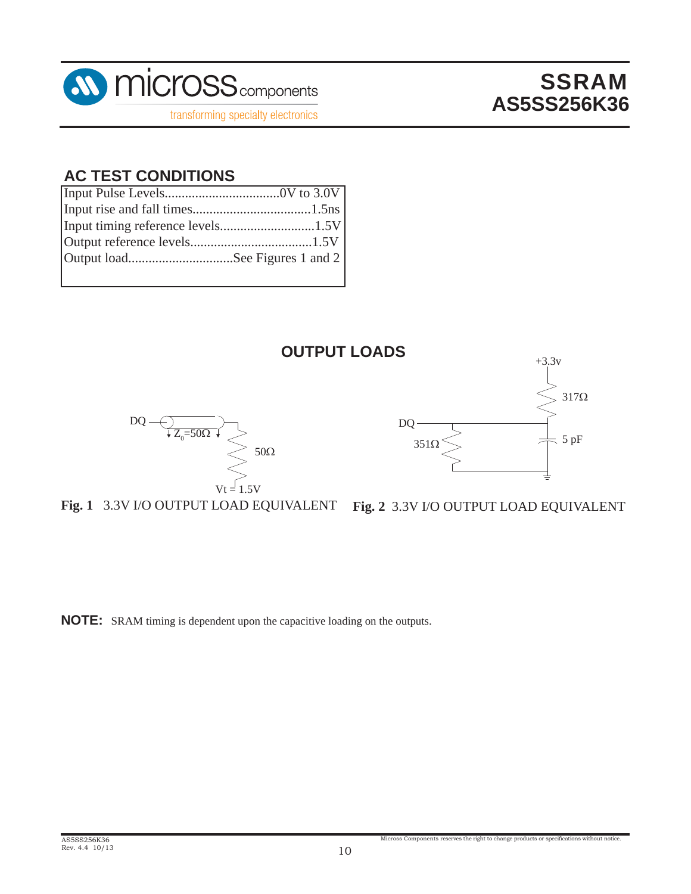## AC TEST CONDITIONS

| Parameter | Value |
|---|---|
| Input Pulse Levels | 0V to 3.0V |
| Input rise and fall times | 1.5ns |
| Input timing reference levels | 1.5V |
| Output reference levels | 1.5V |
| Output load | See Figures 1 and 2 |

## OUTPUT LOADS

DQ — $Z_0$=50Ω — 50Ω — Vt = 1.5V

**Fig. 1** 3.3V I/O OUTPUT LOAD EQUIVALENT

+3.3v — 317Ω — DQ — 351Ω — 5 pF

**Fig. 2** 3.3V I/O OUTPUT LOAD EQUIVALENT

**NOTE:** SRAM timing is dependent upon the capacitive loading on the outputs.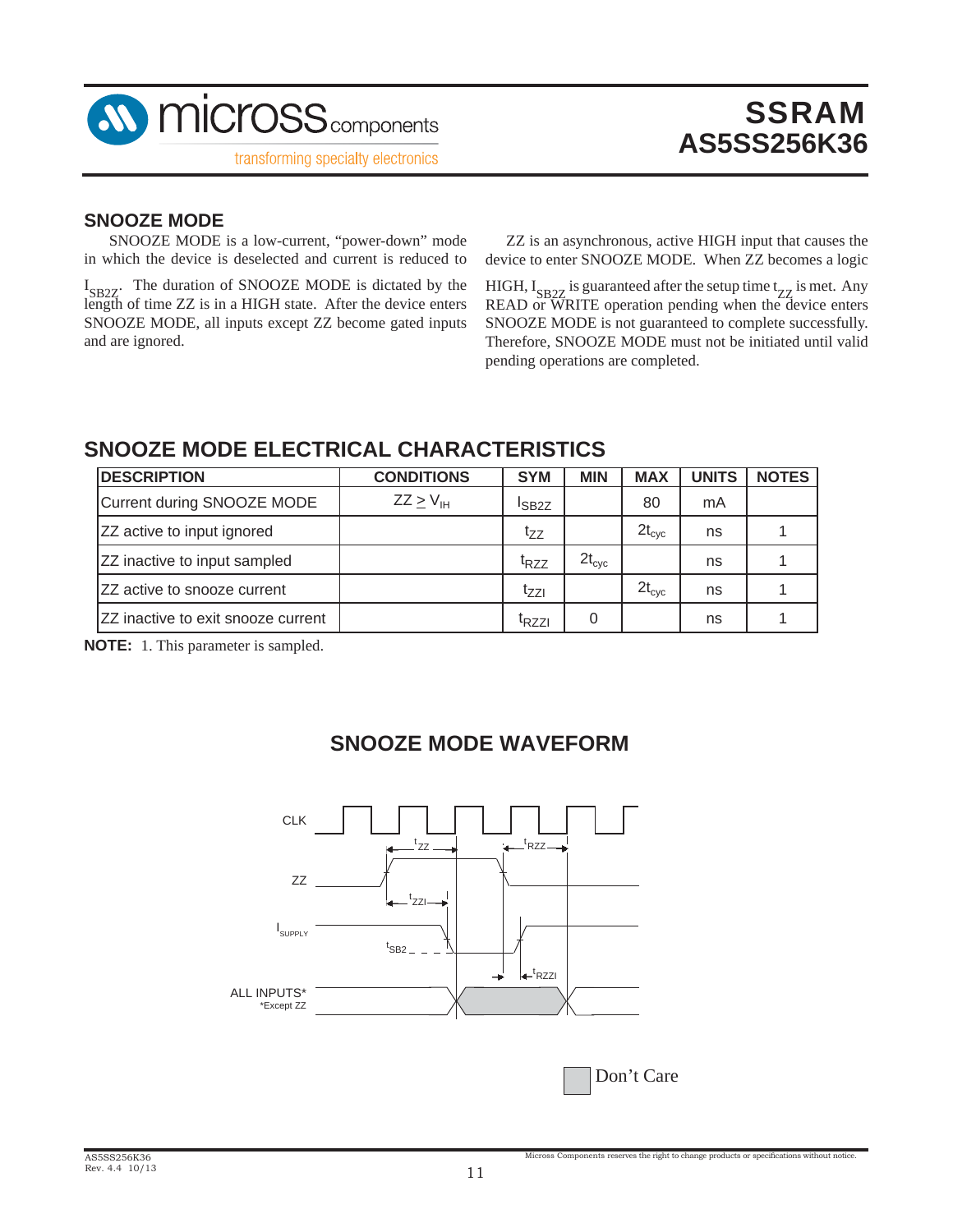## SNOOZE MODE

SNOOZE MODE is a low-current, "power-down" mode in which the device is deselected and current is reduced to $I_{SB2Z}$. The duration of SNOOZE MODE is dictated by the length of time ZZ is in a HIGH state. After the device enters SNOOZE MODE, all inputs except ZZ become gated inputs and are ignored.

ZZ is an asynchronous, active HIGH input that causes the device to enter SNOOZE MODE. When ZZ becomes a logic HIGH, $I_{SB2Z}$ is guaranteed after the setup time $t_{ZZ}$ is met. Any READ or WRITE operation pending when the device enters SNOOZE MODE is not guaranteed to complete successfully. Therefore, SNOOZE MODE must not be initiated until valid pending operations are completed.

## SNOOZE MODE ELECTRICAL CHARACTERISTICS

| DESCRIPTION | CONDITIONS | SYM | MIN | MAX | UNITS | NOTES |
|---|---|---|---|---|---|---|
| Current during SNOOZE MODE | $ZZ \geq V_{IH}$ | $I_{SB2Z}$ | | 80 | mA | |
| ZZ active to input ignored | | $t_{ZZ}$ | | $2t_{cyc}$ | ns | 1 |
| ZZ inactive to input sampled | | $t_{RZZ}$ | $2t_{cyc}$ | | ns | 1 |
| ZZ active to snooze current | | $t_{ZZI}$ | | $2t_{cyc}$ | ns | 1 |
| ZZ inactive to exit snooze current | | $t_{RZZI}$ | 0 | | ns | 1 |

**NOTE:** 1. This parameter is sampled.

## SNOOZE MODE WAVEFORM

CLK

ZZ

$t_{ZZ}$ $t_{RZZ}$ $t_{ZZI}$

$I_{SUPPLY}$

$t_{SB2}$ $t_{RZZI}$

ALL INPUTS*
*Except ZZ

Don't Care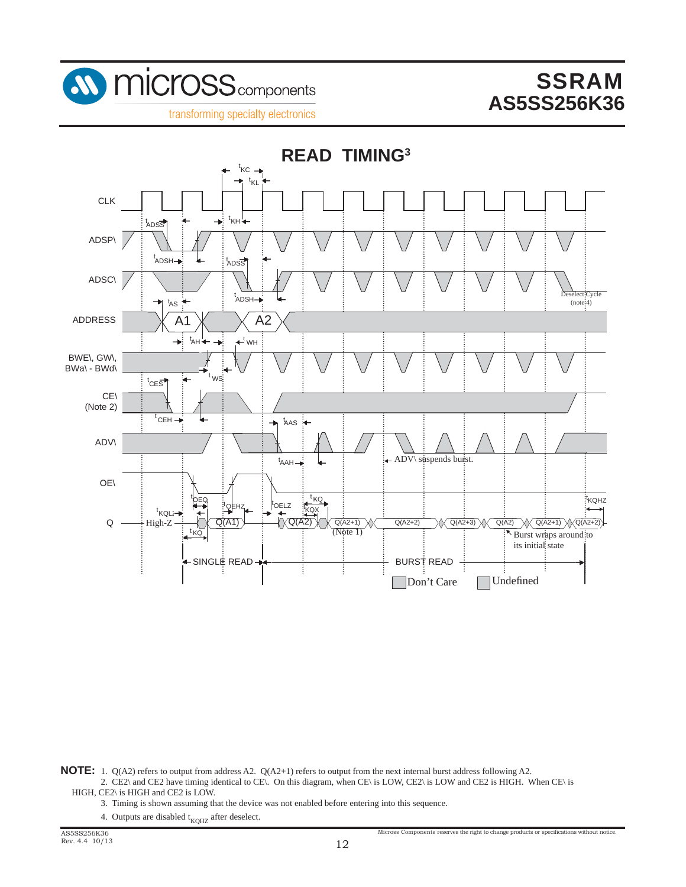## READ TIMING[3]

CLK

ADSP\

ADSC\

ADDRESS

BWE\, GW\, BWa\ - BWd\

CE\ (Note 2)

ADV\

OE\

Q

$t_{KC}$ $t_{KL}$ $t_{KH}$ $t_{ADSS}$ $t_{ADSH}$ $t_{AS}$ $t_{AH}$ $t_{WH}$ $t_{WS}$ $t_{CES}$ $t_{CEH}$ $t_{AAS}$ $t_{AAH}$ $t_{OEQ}$ $t_{OEHZ}$ $t_{OELZ}$ $t_{KQ}$ $t_{KQX}$ $t_{KQLZ}$ $t_{KQHZ}$

A1 A2

Deselect Cycle (note 4)

ADV\ suspends burst.

High-Z Q(A1) Q(A2) Q(A2+1) (Note 1) Q(A2+2) Q(A2+3) Q(A2) Q(A2+1) Q(A2+2)

Burst wraps around to its initial state

SINGLE READ

BURST READ

Don't Care

Undefined

**NOTE:**

1. Q(A2) refers to output from address A2. Q(A2+1) refers to output from the next internal burst address following A2.
2. CE2\ and CE2 have timing identical to CE\. On this diagram, when CE\ is LOW, CE2\ is LOW and CE2 is HIGH. When CE\ is HIGH, CE2\ is HIGH and CE2 is LOW.
3. Timing is shown assuming that the device was not enabled before entering into this sequence.
4. Outputs are disabled $t_{KQHZ}$ after deselect.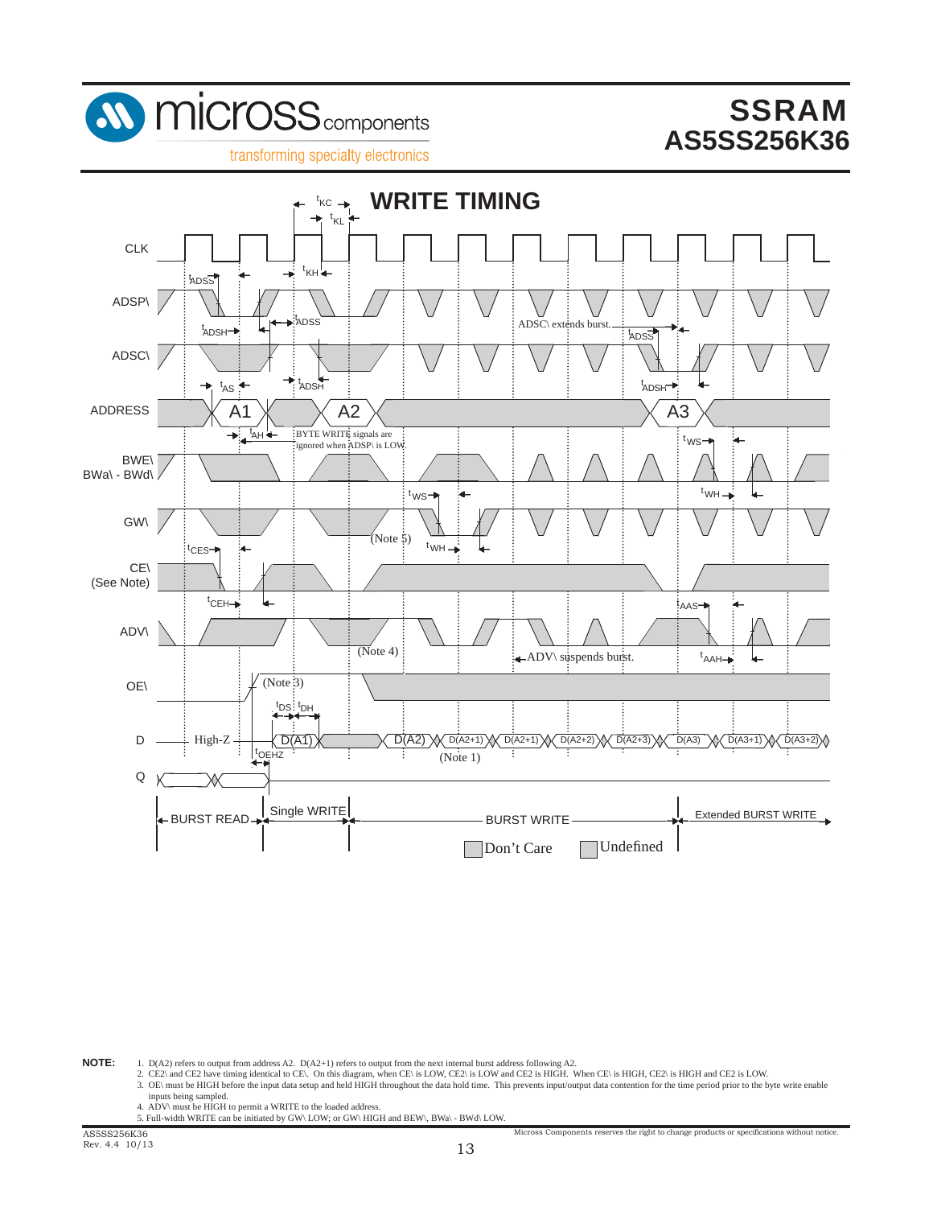# WRITE TIMING

NOTE:
1. D(A2) refers to output from address A2. D(A2+1) refers to output from the next internal burst address following A2.
2. CE2\ and CE2 have timing identical to CE\. On this diagram, when CE\ is LOW, CE2\ is LOW and CE2 is HIGH. When CE\ is HIGH, CE2\ is HIGH and CE2 is LOW.
3. OE\ must be HIGH before the input data setup and held HIGH throughout the data hold time. This prevents input/output data contention for the time period prior to the byte write enable inputs being sampled.
4. ADV\ must be HIGH to permit a WRITE to the loaded address.
5. Full-width WRITE can be initiated by GW\ LOW; or GW\ HIGH and BEW\, BWa\ - BWd\ LOW.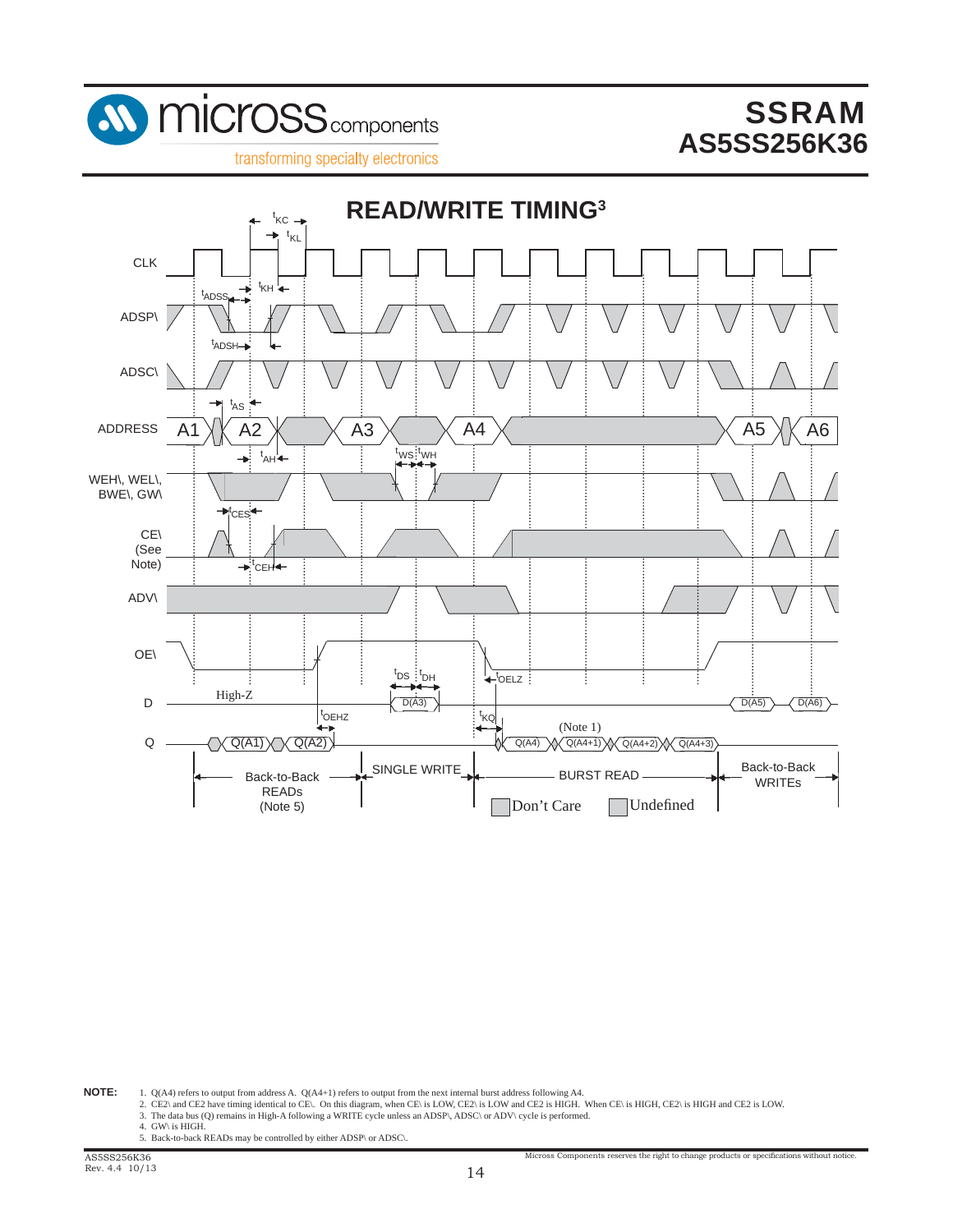# READ/WRITE TIMING[3]

CLK

ADSP\

ADSC\

ADDRESS

WEH\, WEL\, BWE\, GW\

CE\ (See Note)

ADV\

OE\

D

Q

$t_{KC}$ $t_{KL}$ $t_{KH}$ $t_{ADSS}$ $t_{ADSH}$ $t_{AS}$ $t_{AH}$ $t_{WS}$ $t_{WH}$ $t_{CES}$ $t_{CEH}$ $t_{DS}$ $t_{DH}$ $t_{OEHZ}$ $t_{KQ}$ $t_{OELZ}$

A1 A2 A3 A4 A5 A6

High-Z

D(A3) D(A5) D(A6)

Q(A1) Q(A2) Q(A4) Q(A4+1) Q(A4+2) Q(A4+3)

(Note 1)

Back-to-Back READs (Note 5) | SINGLE WRITE | BURST READ | Back-to-Back WRITEs

Don't Care | Undefined

**NOTE:**

1. Q(A4) refers to output from address A. Q(A4+1) refers to output from the next internal burst address following A4.
2. CE2\ and CE2 have timing identical to CE\. On this diagram, when CE\ is LOW, CE2\ is LOW and CE2 is HIGH. When CE\ is HIGH, CE2\ is HIGH and CE2 is LOW.
3. The data bus (Q) remains in High-A following a WRITE cycle unless an ADSP\, ADSC\ or ADV\ cycle is performed.
4. GW\ is HIGH.
5. Back-to-back READs may be controlled by either ADSP\ or ADSC\.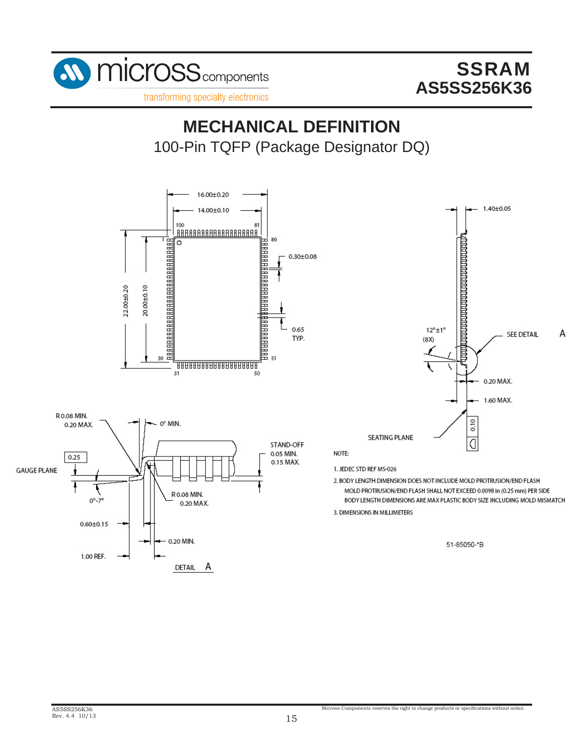# MECHANICAL DEFINITION

100-Pin TQFP (Package Designator DQ)

NOTE:

1. JEDEC STD REF MS-026
2. BODY LENGTH DIMENSION DOES NOT INCLUDE MOLD PROTRUSION/END FLASH
   MOLD PROTRUSION/END FLASH SHALL NOT EXCEED 0.0098 in (0.25 mm) PER SIDE
   BODY LENGTH DIMENSIONS ARE MAX PLASTIC BODY SIZE INCLUDING MOLD MISMATCH
3. DIMENSIONS IN MILLIMETERS

51-85050-*B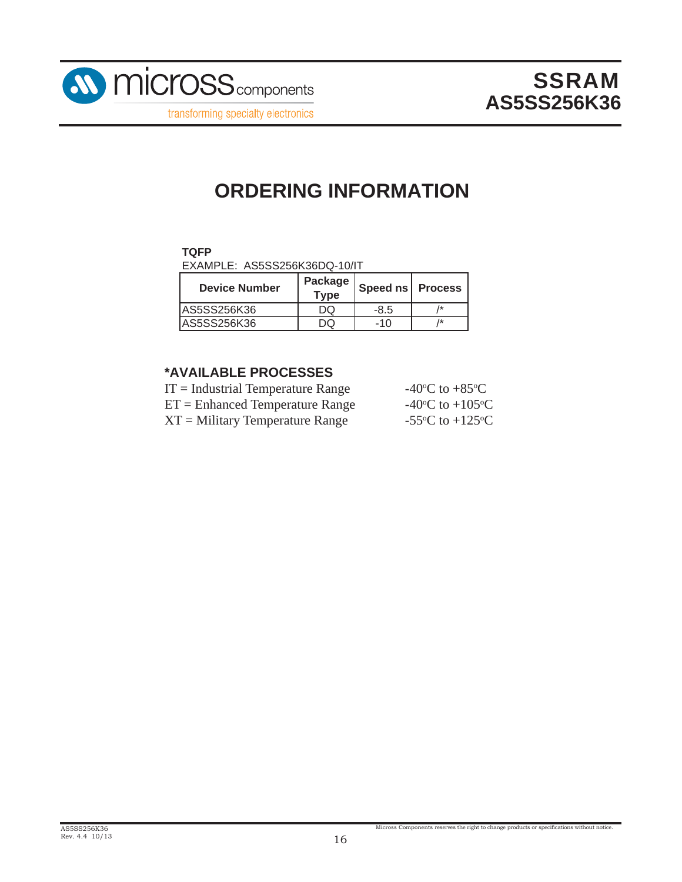# ORDERING INFORMATION

**TQFP**

EXAMPLE: AS5SS256K36DQ-10/IT

| Device Number | Package Type | Speed ns | Process |
|---|---|---|---|
| AS5SS256K36 | DQ | -8.5 | /* |
| AS5SS256K36 | DQ | -10 | /* |

## *AVAILABLE PROCESSES

IT = Industrial Temperature Range — -40°C to +85°C

ET = Enhanced Temperature Range — -40°C to +105°C

XT = Military Temperature Range — -55°C to +125°C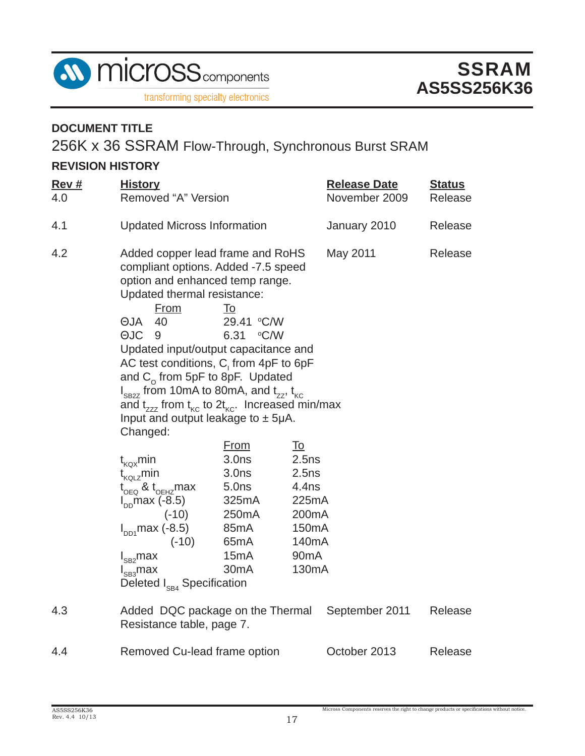## DOCUMENT TITLE

256K x 36 SSRAM Flow-Through, Synchronous Burst SRAM

## REVISION HISTORY

| Rev # | History | Release Date | Status |
|---|---|---|---|
| 4.0 | Removed "A" Version | November 2009 | Release |
| 4.1 | Updated Micross Information | January 2010 | Release |
| 4.2 | Added copper lead frame and RoHS compliant options. Added -7.5 speed option and enhanced temp range. Updated thermal resistance: (see below) | May 2011 | Release |
| 4.3 | Added DQC package on the Thermal Resistance table, page 7. | September 2011 | Release |
| 4.4 | Removed Cu-lead frame option | October 2013 | Release |

**Rev 4.2 details:**

Added copper lead frame and RoHS compliant options. Added -7.5 speed option and enhanced temp range.

Updated thermal resistance:

| | From | To |
|---|---|---|
| ΘJA | 40 | 29.41 °C/W |
| ΘJC | 9 | 6.31 °C/W |

Updated input/output capacitance and AC test conditions, $C_I$ from 4pF to 6pF and $C_O$ from 5pF to 8pF. Updated $I_{SB2Z}$ from 10mA to 80mA, and $t_{ZZ}$, $t_{KC}$ and $t_{ZZZ}$ from $t_{KC}$ to $2t_{KC}$. Increased min/max Input and output leakage to ± 5μA.

Changed:

| | From | To |
|---|---|---|
| $t_{KQX}$ min | 3.0ns | 2.5ns |
| $t_{KQLZ}$ min | 3.0ns | 2.5ns |
| $t_{OEQ}$ & $t_{OEHZ}$ max | 5.0ns | 4.4ns |
| $I_{DD}$ max (-8.5) | 325mA | 225mA |
| (-10) | 250mA | 200mA |
| $I_{DD1}$ max (-8.5) | 85mA | 150mA |
| (-10) | 65mA | 140mA |
| $I_{SB2}$ max | 15mA | 90mA |
| $I_{SB3}$ max | 30mA | 130mA |

Deleted $I_{SB4}$ Specification